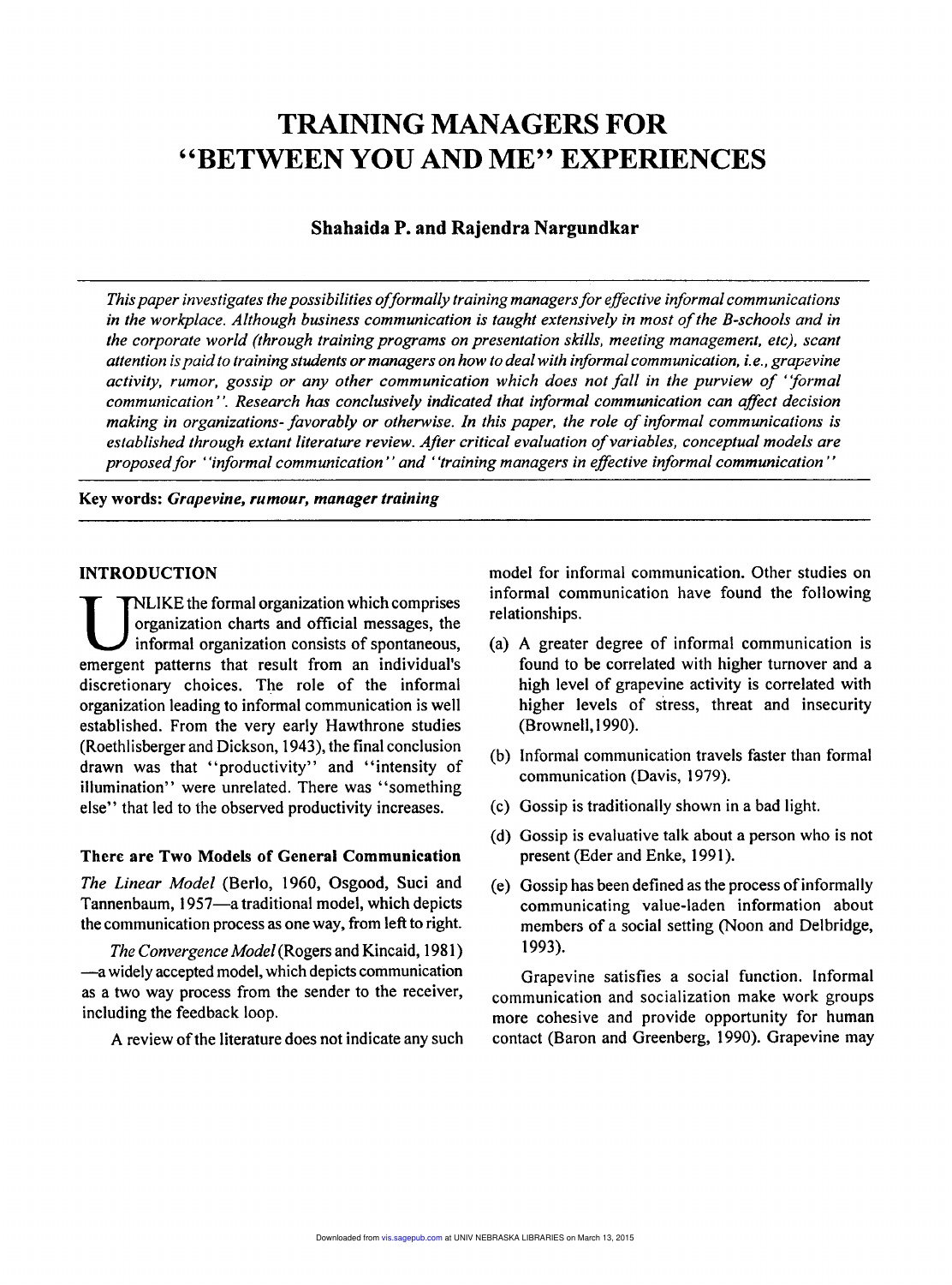# TRAINING MANAGERS FOR "BETWEEN YOU AND ME" EXPERIENCES

**Shahaida P. and Rajendra Nargundkar**

*This paper investigates the possibilities of formally training managers for effective informal communications in the workplace. Although business communication is taught extensively in most of the B-schools and in the corporate world (through training programs on presentation skills, meeting management, etc), scant attention is paid to training students or managers on how to deal with informal communication, i.e., grapevine activity, rumor, gossip or any other communication which does not fall in the purview of "formal communication". Research has conclusively indicated that informal communication can affect decision making in organizations- favorably or otherwise. In this paper, the role of informal communications is established through extant literature review. After critical evaluation of variables, conceptual models are proposed for "informal communication" and "training managers in effective informal communication"*

**Key words:** ***Grapevine, rumour, manager training***

## INTRODUCTION

UNLIKE the formal organization which comprises organization charts and official messages, the informal organization consists of spontaneous, emergent patterns that result from an individual's discretionary choices. The role of the informal organization leading to informal communication is well established. From the very early Hawthrone studies (Roethlisberger and Dickson, 1943), the final conclusion drawn was that "productivity" and "intensity of illumination" were unrelated. There was "something else" that led to the observed productivity increases.

### There are Two Models of General Communication

*The Linear Model* (Berlo, 1960, Osgood, Suci and Tannenbaum, 1957—a traditional model, which depicts the communication process as one way, from left to right.

*The Convergence Model* (Rogers and Kincaid, 1981) —a widely accepted model, which depicts communication as a two way process from the sender to the receiver, including the feedback loop.

A review of the literature does not indicate any such model for informal communication. Other studies on informal communication have found the following relationships.

(a) A greater degree of informal communication is found to be correlated with higher turnover and a high level of grapevine activity is correlated with higher levels of stress, threat and insecurity (Brownell,1990).

(b) Informal communication travels faster than formal communication (Davis, 1979).

(c) Gossip is traditionally shown in a bad light.

(d) Gossip is evaluative talk about a person who is not present (Eder and Enke, 1991).

(e) Gossip has been defined as the process of informally communicating value-laden information about members of a social setting (Noon and Delbridge, 1993).

Grapevine satisfies a social function. Informal communication and socialization make work groups more cohesive and provide opportunity for human contact (Baron and Greenberg, 1990). Grapevine may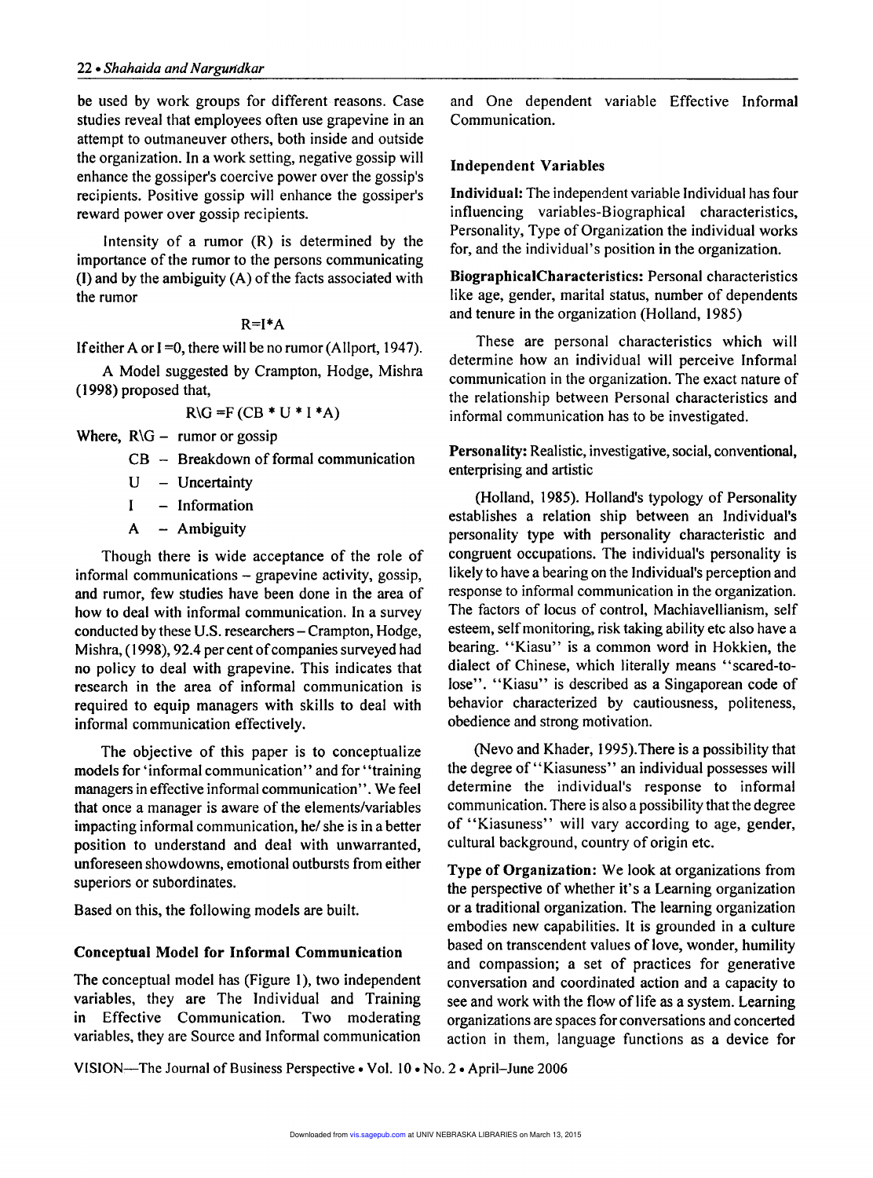be used by work groups for different reasons. Case studies reveal that employees often use grapevine in an attempt to outmaneuver others, both inside and outside the organization. In a work setting, negative gossip will enhance the gossiper's coercive power over the gossip's recipients. Positive gossip will enhance the gossiper's reward power over gossip recipients.

Intensity of a rumor (R) is determined by the importance of the rumor to the persons communicating (I) and by the ambiguity (A) of the facts associated with the rumor

$$R=I*A$$

If either A or I =0, there will be no rumor (Allport, 1947).

A Model suggested by Crampton, Hodge, Mishra (1998) proposed that,

$$R\backslash G = F(CB * U * I * A)$$

Where, R\G – rumor or gossip

- CB – Breakdown of formal communication
- U – Uncertainty
- I – Information
- A – Ambiguity

Though there is wide acceptance of the role of informal communications – grapevine activity, gossip, and rumor, few studies have been done in the area of how to deal with informal communication. In a survey conducted by these U.S. researchers – Crampton, Hodge, Mishra, (1998), 92.4 per cent of companies surveyed had no policy to deal with grapevine. This indicates that research in the area of informal communication is required to equip managers with skills to deal with informal communication effectively.

The objective of this paper is to conceptualize models for 'informal communication'' and for ''training managers in effective informal communication''. We feel that once a manager is aware of the elements/variables impacting informal communication, he/ she is in a better position to understand and deal with unwarranted, unforeseen showdowns, emotional outbursts from either superiors or subordinates.

Based on this, the following models are built.

## Conceptual Model for Informal Communication

The conceptual model has (Figure 1), two independent variables, they are The Individual and Training in Effective Communication. Two moderating variables, they are Source and Informal communication and One dependent variable Effective Informal Communication.

### Independent Variables

**Individual:** The independent variable Individual has four influencing variables-Biographical characteristics, Personality, Type of Organization the individual works for, and the individual's position in the organization.

**BiographicalCharacteristics:** Personal characteristics like age, gender, marital status, number of dependents and tenure in the organization (Holland, 1985)

These are personal characteristics which will determine how an individual will perceive Informal communication in the organization. The exact nature of the relationship between Personal characteristics and informal communication has to be investigated.

**Personality:** Realistic, investigative, social, conventional, enterprising and artistic

(Holland, 1985). Holland's typology of Personality establishes a relation ship between an Individual's personality type with personality characteristic and congruent occupations. The individual's personality is likely to have a bearing on the Individual's perception and response to informal communication in the organization. The factors of locus of control, Machiavellianism, self esteem, self monitoring, risk taking ability etc also have a bearing. ''Kiasu'' is a common word in Hokkien, the dialect of Chinese, which literally means ''scared-to-lose''. ''Kiasu'' is described as a Singaporean code of behavior characterized by cautiousness, politeness, obedience and strong motivation.

(Nevo and Khader, 1995).There is a possibility that the degree of ''Kiasuness'' an individual possesses will determine the individual's response to informal communication. There is also a possibility that the degree of ''Kiasuness'' will vary according to age, gender, cultural background, country of origin etc.

**Type of Organization:** We look at organizations from the perspective of whether it's a Learning organization or a traditional organization. The learning organization embodies new capabilities. It is grounded in a culture based on transcendent values of love, wonder, humility and compassion; a set of practices for generative conversation and coordinated action and a capacity to see and work with the flow of life as a system. Learning organizations are spaces for conversations and concerted action in them, language functions as a device for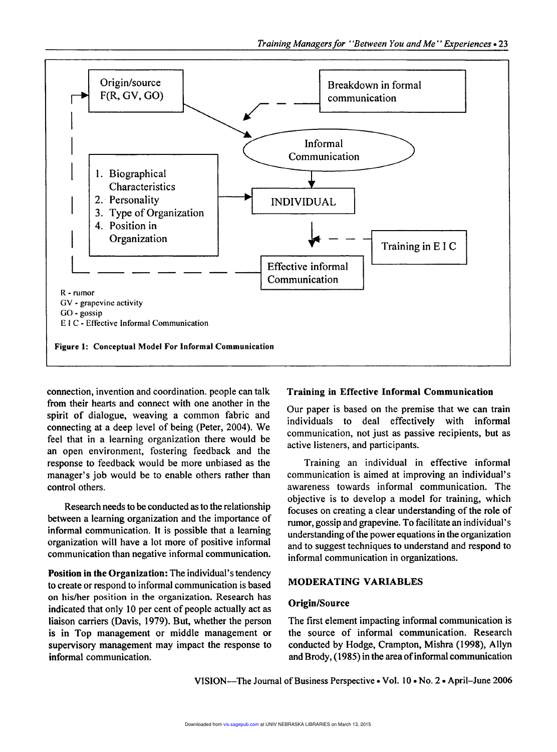R - rumor
GV - grapevine activity
GO - gossip
E I C - Effective Informal Communication

**Figure 1: Conceptual Model For Informal Communication**

connection, invention and coordination. people can talk from their hearts and connect with one another in the spirit of dialogue, weaving a common fabric and connecting at a deep level of being (Peter, 2004). We feel that in a learning organization there would be an open environment, fostering feedback and the response to feedback would be more unbiased as the manager's job would be to enable others rather than control others.

Research needs to be conducted as to the relationship between a learning organization and the importance of informal communication. It is possible that a learning organization will have a lot more of positive informal communication than negative informal communication.

**Position in the Organization:** The individual's tendency to create or respond to informal communication is based on his/her position in the organization. Research has indicated that only 10 per cent of people actually act as liaison carriers (Davis, 1979). But, whether the person is in Top management or middle management or supervisory management may impact the response to informal communication.

### Training in Effective Informal Communication

Our paper is based on the premise that we can train individuals to deal effectively with informal communication, not just as passive recipients, but as active listeners, and participants.

Training an individual in effective informal communication is aimed at improving an individual's awareness towards informal communication. The objective is to develop a model for training, which focuses on creating a clear understanding of the role of rumor, gossip and grapevine. To facilitate an individual's understanding of the power equations in the organization and to suggest techniques to understand and respond to informal communication in organizations.

## MODERATING VARIABLES

### Origin/Source

The first element impacting informal communication is the source of informal communication. Research conducted by Hodge, Crampton, Mishra (1998), Allyn and Brody, (1985) in the area of informal communication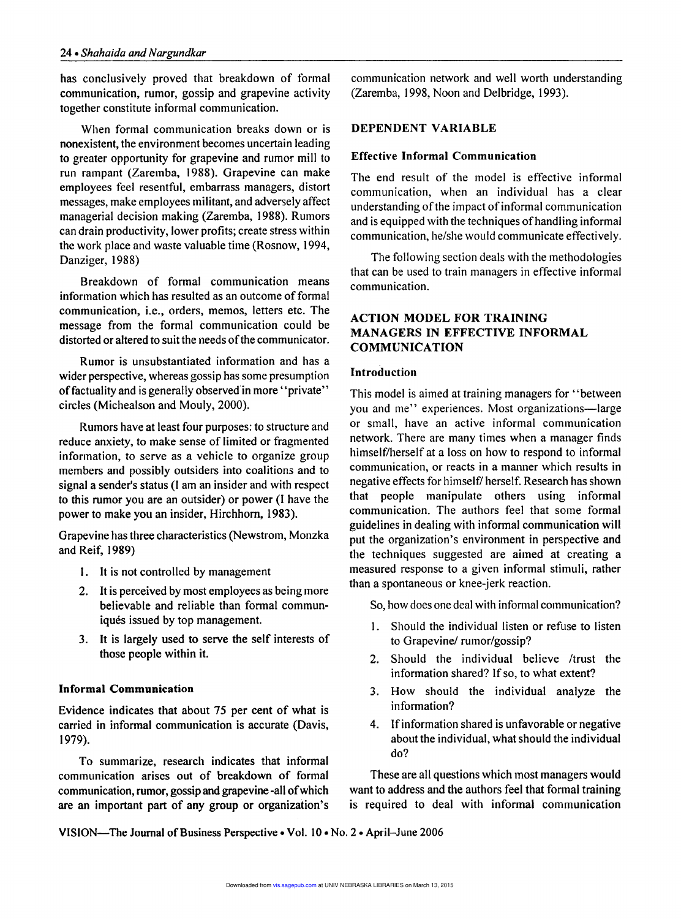has conclusively proved that breakdown of formal communication, rumor, gossip and grapevine activity together constitute informal communication.

When formal communication breaks down or is nonexistent, the environment becomes uncertain leading to greater opportunity for grapevine and rumor mill to run rampant (Zaremba, 1988). Grapevine can make employees feel resentful, embarrass managers, distort messages, make employees militant, and adversely affect managerial decision making (Zaremba, 1988). Rumors can drain productivity, lower profits; create stress within the work place and waste valuable time (Rosnow, 1994, Danziger, 1988)

Breakdown of formal communication means information which has resulted as an outcome of formal communication, i.e., orders, memos, letters etc. The message from the formal communication could be distorted or altered to suit the needs of the communicator.

Rumor is unsubstantiated information and has a wider perspective, whereas gossip has some presumption of factuality and is generally observed in more "private" circles (Michealson and Mouly, 2000).

Rumors have at least four purposes: to structure and reduce anxiety, to make sense of limited or fragmented information, to serve as a vehicle to organize group members and possibly outsiders into coalitions and to signal a sender's status (I am an insider and with respect to this rumor you are an outsider) or power (I have the power to make you an insider, Hirchhorn, 1983).

Grapevine has three characteristics (Newstrom, Monzka and Reif, 1989)

1. It is not controlled by management
2. It is perceived by most employees as being more believable and reliable than formal communiqués issued by top management.
3. It is largely used to serve the self interests of those people within it.

### Informal Communication

Evidence indicates that about 75 per cent of what is carried in informal communication is accurate (Davis, 1979).

To summarize, research indicates that informal communication arises out of breakdown of formal communication, rumor, gossip and grapevine -all of which are an important part of any group or organization's communication network and well worth understanding (Zaremba, 1998, Noon and Delbridge, 1993).

## DEPENDENT VARIABLE

### Effective Informal Communication

The end result of the model is effective informal communication, when an individual has a clear understanding of the impact of informal communication and is equipped with the techniques of handling informal communication, he/she would communicate effectively.

The following section deals with the methodologies that can be used to train managers in effective informal communication.

## ACTION MODEL FOR TRAINING MANAGERS IN EFFECTIVE INFORMAL COMMUNICATION

### Introduction

This model is aimed at training managers for "between you and me" experiences. Most organizations—large or small, have an active informal communication network. There are many times when a manager finds himself/herself at a loss on how to respond to informal communication, or reacts in a manner which results in negative effects for himself/ herself. Research has shown that people manipulate others using informal communication. The authors feel that some formal guidelines in dealing with informal communication will put the organization's environment in perspective and the techniques suggested are aimed at creating a measured response to a given informal stimuli, rather than a spontaneous or knee-jerk reaction.

So, how does one deal with informal communication?

1. Should the individual listen or refuse to listen to Grapevine/ rumor/gossip?
2. Should the individual believe /trust the information shared? If so, to what extent?
3. How should the individual analyze the information?
4. If information shared is unfavorable or negative about the individual, what should the individual do?

These are all questions which most managers would want to address and the authors feel that formal training is required to deal with informal communication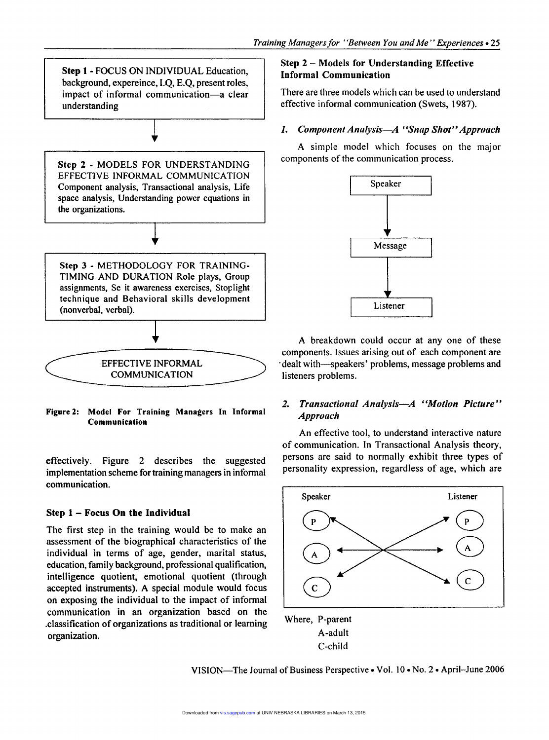**Step 1** - FOCUS ON INDIVIDUAL Education, background, expereince, I.Q, E.Q, present roles, impact of informal communication—a clear understanding

↓

**Step 2** - MODELS FOR UNDERSTANDING EFFECTIVE INFORMAL COMMUNICATION Component analysis, Transactional analysis, Life space analysis, Understanding power equations in the organizations.

↓

**Step 3** - METHODOLOGY FOR TRAINING-TIMING AND DURATION Role plays, Group assignments, Se it awareness exercises, Stoplight technique and Behavioral skills development (nonverbal, verbal).

↓

EFFECTIVE INFORMAL COMMUNICATION

**Figure 2: Model For Training Managers In Informal Communication**

effectively. Figure 2 describes the suggested implementation scheme for training managers in informal communication.

## Step 1 – Focus On the Individual

The first step in the training would be to make an assessment of the biographical characteristics of the individual in terms of age, gender, marital status, education, family background, professional qualification, intelligence quotient, emotional quotient (through accepted instruments). A special module would focus on exposing the individual to the impact of informal communication in an organization based on the classification of organizations as traditional or learning organization.

## Step 2 – Models for Understanding Effective Informal Communication

There are three models which can be used to understand effective informal communication (Swets, 1987).

### 1. *Component Analysis—A "Snap Shot" Approach*

A simple model which focuses on the major components of the communication process.

Speaker → Message → Listener

A breakdown could occur at any one of these components. Issues arising out of each component are dealt with—speakers' problems, message problems and listeners problems.

### 2. *Transactional Analysis—A "Motion Picture" Approach*

An effective tool, to understand interactive nature of communication. In Transactional Analysis theory, persons are said to normally exhibit three types of personality expression, regardless of age, which are

| Speaker | Listener |
|---|---|
| P | P |
| A | A |
| C | C |

Where, P-parent
A-adult
C-child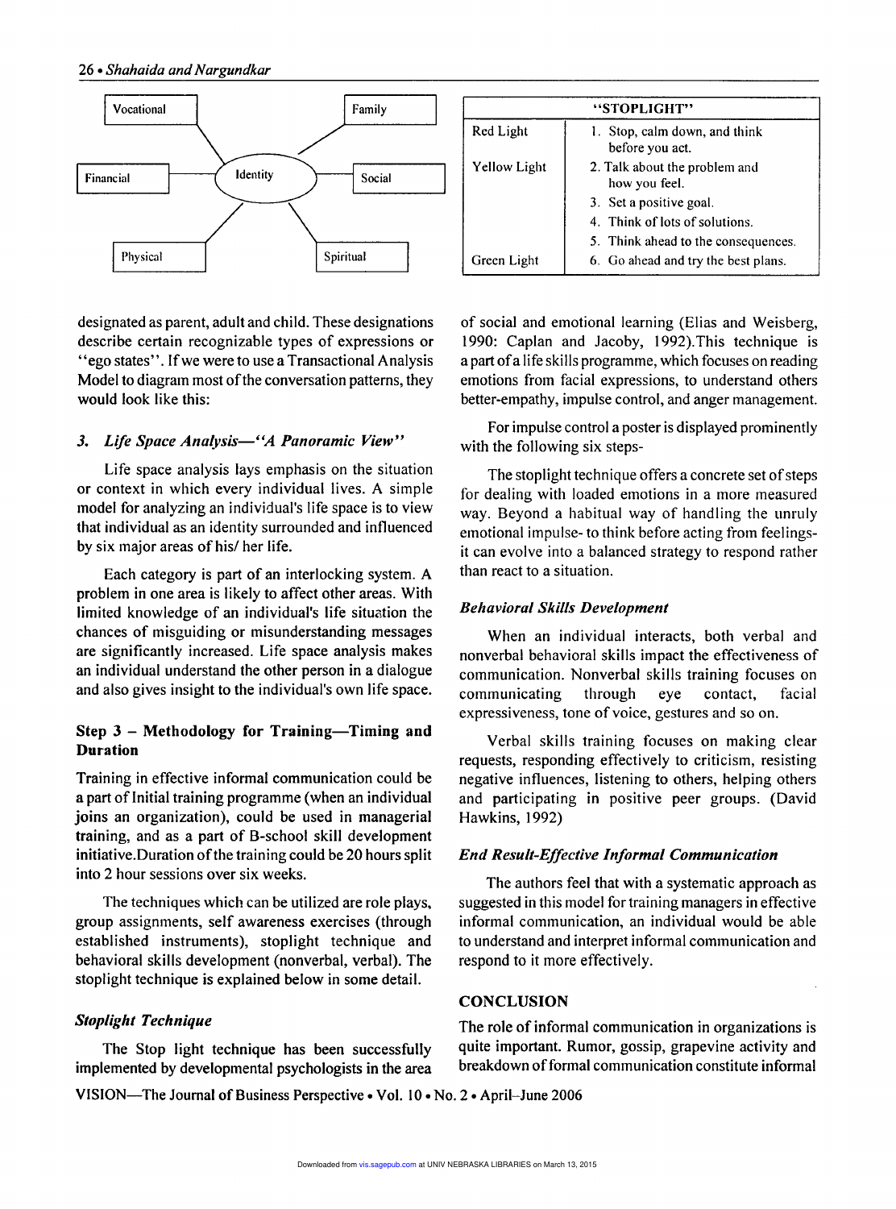Vocational, Family, Financial, Identity, Social, Physical, Spiritual

| "STOPLIGHT" | |
|---|---|
| Red Light | 1. Stop, calm down, and think before you act. |
| Yellow Light | 2. Talk about the problem and how you feel. |
| | 3. Set a positive goal. |
| | 4. Think of lots of solutions. |
| | 5. Think ahead to the consequences. |
| Green Light | 6. Go ahead and try the best plans. |

designated as parent, adult and child. These designations describe certain recognizable types of expressions or "ego states". If we were to use a Transactional Analysis Model to diagram most of the conversation patterns, they would look like this:

### 3. *Life Space Analysis—"A Panoramic View"*

Life space analysis lays emphasis on the situation or context in which every individual lives. A simple model for analyzing an individual's life space is to view that individual as an identity surrounded and influenced by six major areas of his/ her life.

Each category is part of an interlocking system. A problem in one area is likely to affect other areas. With limited knowledge of an individual's life situation the chances of misguiding or misunderstanding messages are significantly increased. Life space analysis makes an individual understand the other person in a dialogue and also gives insight to the individual's own life space.

## Step 3 – Methodology for Training—Timing and Duration

Training in effective informal communication could be a part of Initial training programme (when an individual joins an organization), could be used in managerial training, and as a part of B-school skill development initiative.Duration of the training could be 20 hours split into 2 hour sessions over six weeks.

The techniques which can be utilized are role plays, group assignments, self awareness exercises (through established instruments), stoplight technique and behavioral skills development (nonverbal, verbal). The stoplight technique is explained below in some detail.

### *Stoplight Technique*

The Stop light technique has been successfully implemented by developmental psychologists in the area of social and emotional learning (Elias and Weisberg, 1990: Caplan and Jacoby, 1992).This technique is a part of a life skills programme, which focuses on reading emotions from facial expressions, to understand others better-empathy, impulse control, and anger management.

For impulse control a poster is displayed prominently with the following six steps-

The stoplight technique offers a concrete set of steps for dealing with loaded emotions in a more measured way. Beyond a habitual way of handling the unruly emotional impulse- to think before acting from feelings- it can evolve into a balanced strategy to respond rather than react to a situation.

### *Behavioral Skills Development*

When an individual interacts, both verbal and nonverbal behavioral skills impact the effectiveness of communication. Nonverbal skills training focuses on communicating through eye contact, facial expressiveness, tone of voice, gestures and so on.

Verbal skills training focuses on making clear requests, responding effectively to criticism, resisting negative influences, listening to others, helping others and participating in positive peer groups. (David Hawkins, 1992)

### *End Result-Effective Informal Communication*

The authors feel that with a systematic approach as suggested in this model for training managers in effective informal communication, an individual would be able to understand and interpret informal communication and respond to it more effectively.

## CONCLUSION

The role of informal communication in organizations is quite important. Rumor, gossip, grapevine activity and breakdown of formal communication constitute informal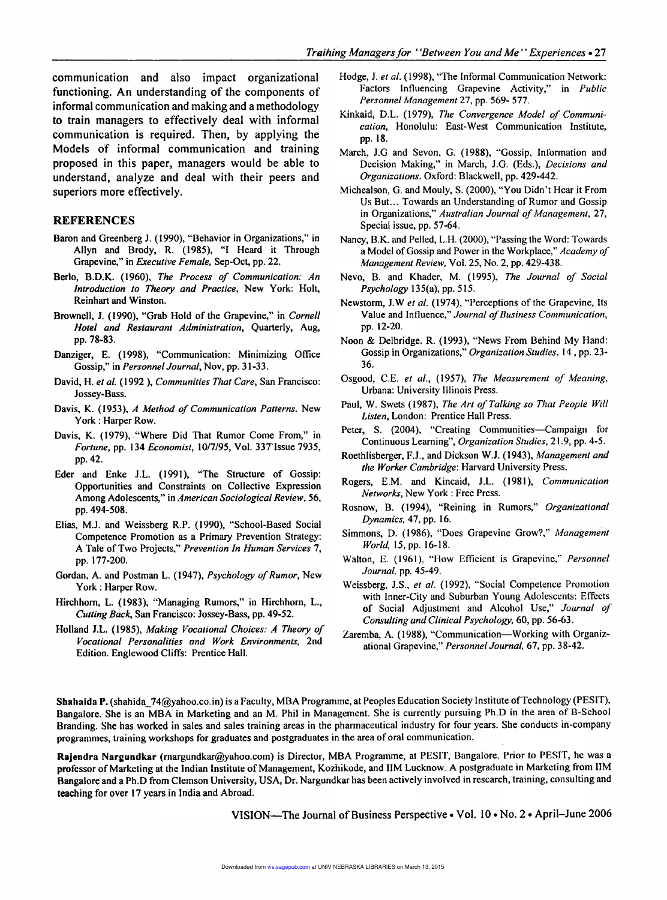communication and also impact organizational functioning. An understanding of the components of informal communication and making and a methodology to train managers to effectively deal with informal communication is required. Then, by applying the Models of informal communication and training proposed in this paper, managers would be able to understand, analyze and deal with their peers and superiors more effectively.

## REFERENCES

Baron and Greenberg J. (1990), "Behavior in Organizations," in Allyn and Brody, R. (1985), "I Heard it Through Grapevine," in *Executive Female*, Sep-Oct, pp. 22.

Berlo, B.D.K. (1960), *The Process of Communication: An Introduction to Theory and Practice*, New York: Holt, Reinhart and Winston.

Brownell, J. (1990), "Grab Hold of the Grapevine," in *Cornell Hotel and Restaurant Administration*, Quarterly, Aug, pp. 78-83.

Danziger, E. (1998), "Communication: Minimizing Office Gossip," in *Personnel Journal*, Nov, pp. 31-33.

David, H. *et al.* (1992 ), *Communities That Care*, San Francisco: Jossey-Bass.

Davis, K. (1953), *A Method of Communication Patterns*. New York : Harper Row.

Davis, K. (1979), "Where Did That Rumor Come From," in *Fortune*, pp. 134 *Economist*, 10/7/95, Vol. 337 Issue 7935, pp. 42.

Eder and Enke J.L. (1991), "The Structure of Gossip: Opportunities and Constraints on Collective Expression Among Adolescents," in *American Sociological Review*, 56, pp. 494-508.

Elias, M.J. and Weissberg R.P. (1990), "School-Based Social Competence Promotion as a Primary Prevention Strategy: A Tale of Two Projects," *Prevention In Human Services* 7, pp. 177-200.

Gordan, A. and Postman L. (1947), *Psychology of Rumor*, New York : Harper Row.

Hirchhorn, L. (1983), "Managing Rumors," in Hirchhorn, L., *Cutting Back*, San Francisco: Jossey-Bass, pp. 49-52.

Holland J.L. (1985), *Making Vocational Choices: A Theory of Vocational Personalities and Work Environments*, 2nd Edition. Englewood Cliffs: Prentice Hall.

Hodge, J. *et al.* (1998), "The Informal Communication Network: Factors Influencing Grapevine Activity," in *Public Personnel Management* 27, pp. 569- 577.

Kinkaid, D.L. (1979), *The Convergence Model of Communication*, Honolulu: East-West Communication Institute, pp. 18.

March, J.G and Sevon, G. (1988), "Gossip, Information and Decision Making," in March, J.G. (Eds.), *Decisions and Organizations*. Oxford: Blackwell, pp. 429-442.

Michealson, G. and Mouly, S. (2000), "You Didn't Hear it From Us But... Towards an Understanding of Rumor and Gossip in Organizations," *Australian Journal of Management*, 27, Special issue, pp. 57-64.

Nancy, B.K. and Pelled, L.H. (2000), "Passing the Word: Towards a Model of Gossip and Power in the Workplace," *Academy of Management Review*, Vol. 25, No. 2, pp. 429-438.

Nevo, B. and Khader, M. (1995), *The Journal of Social Psychology* 135(a), pp. 515.

Newstorm, J.W *et al.* (1974), "Perceptions of the Grapevine, Its Value and Influence," *Journal of Business Communication*, pp. 12-20.

Noon & Delbridge. R. (1993), "News From Behind My Hand: Gossip in Organizations," *Organization Studies*, 14 , pp. 23-36.

Osgood, C.E. *et al.*, (1957), *The Measurement of Meaning*, Urbana: University Illinois Press.

Paul, W. Swets (1987), *The Art of Talking so That People Will Listen*, London: Prentice Hall Press.

Peter, S. (2004), "Creating Communities—Campaign for Continuous Learning", *Organization Studies*, 21.9, pp. 4-5.

Roethlisberger, F.J., and Dickson W.J. (1943), *Management and the Worker Cambridge*: Harvard University Press.

Rogers, E.M. and Kincaid, J.L. (1981), *Communication Networks*, New York : Free Press.

Rosnow, B. (1994), "Reining in Rumors," *Organizational Dynamics*, 47, pp. 16.

Simmons, D. (1986), "Does Grapevine Grow?," *Management World*, 15, pp. 16-18.

Walton, E. (1961), "How Efficient is Grapevine," *Personnel Journal*, pp. 45-49.

Weissberg, J.S., *et al.* (1992), "Social Competence Promotion with Inner-City and Suburban Young Adolescents: Effects of Social Adjustment and Alcohol Use," *Journal of Consulting and Clinical Psychology*, 60, pp. 56-63.

Zaremba, A. (1988), "Communication—Working with Organizational Grapevine," *Personnel Journal*, 67, pp. 38-42.

**Shahaida P.** (shahida_74@yahoo.co.in) is a Faculty, MBA Programme, at Peoples Education Society Institute of Technology (PESIT), Bangalore. She is an MBA in Marketing and an M. Phil in Management. She is currently pursuing Ph.D in the area of B-School Branding. She has worked in sales and sales training areas in the pharmaceutical industry for four years. She conducts in-company programmes, training workshops for graduates and postgraduates in the area of oral communication.

**Rajendra Nargundkar** (rnargundkar@yahoo.com) is Director, MBA Programme, at PESIT, Bangalore. Prior to PESIT, he was a professor of Marketing at the Indian Institute of Management, Kozhikode, and IIM Lucknow. A postgraduate in Marketing from IIM Bangalore and a Ph.D from Clemson University, USA, Dr. Nargundkar has been actively involved in research, training, consulting and teaching for over 17 years in India and Abroad.